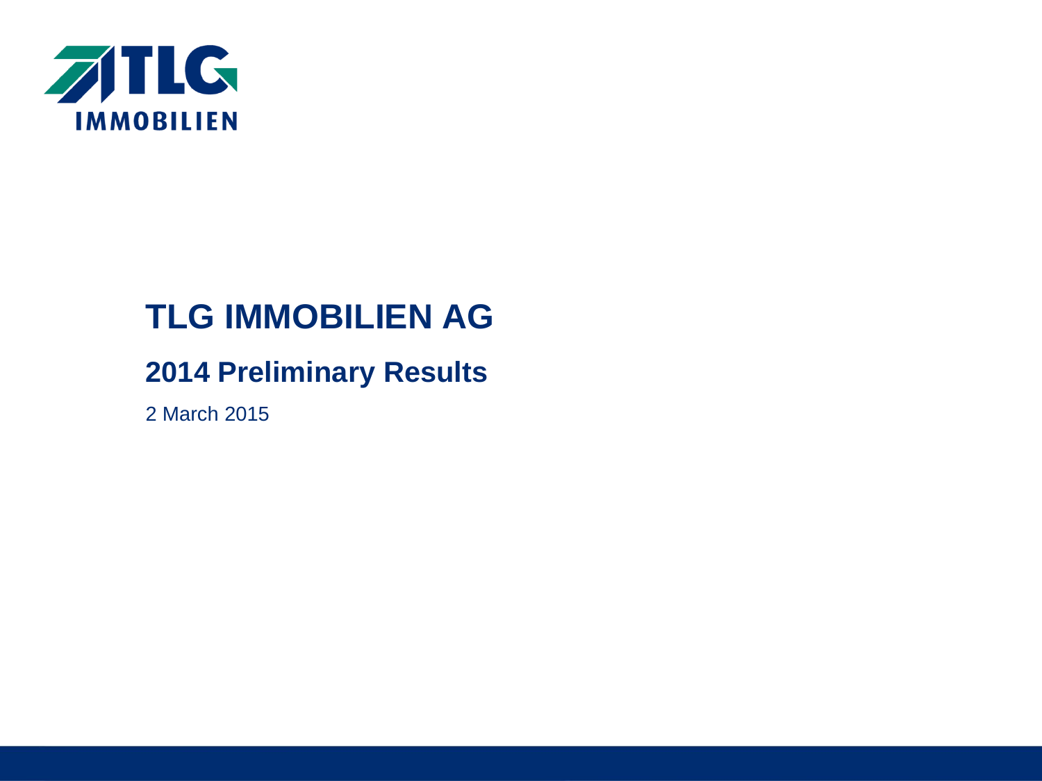# TLG IMMOBILIEN AG

## 2014 Preliminary Results

2 March 2015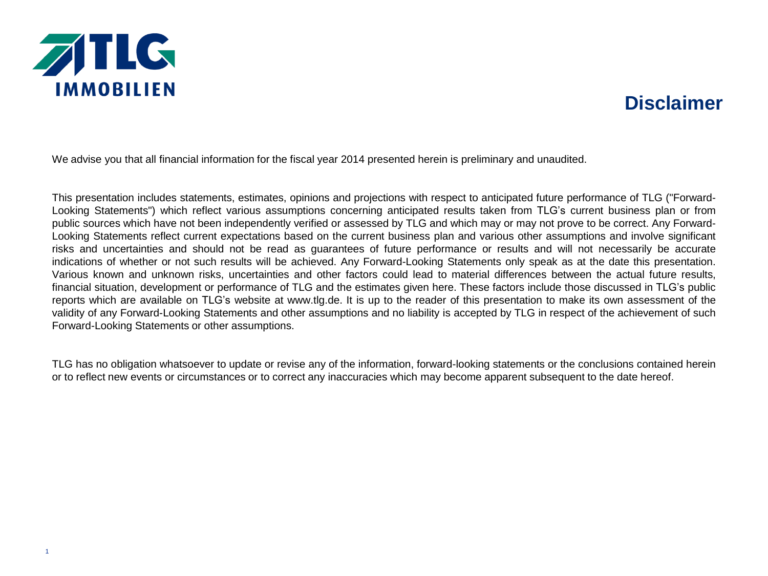# Disclaimer

We advise you that all financial information for the fiscal year 2014 presented herein is preliminary and unaudited.

This presentation includes statements, estimates, opinions and projections with respect to anticipated future performance of TLG ("Forward-Looking Statements") which reflect various assumptions concerning anticipated results taken from TLG's current business plan or from public sources which have not been independently verified or assessed by TLG and which may or may not prove to be correct. Any Forward-Looking Statements reflect current expectations based on the current business plan and various other assumptions and involve significant risks and uncertainties and should not be read as guarantees of future performance or results and will not necessarily be accurate indications of whether or not such results will be achieved. Any Forward-Looking Statements only speak as at the date this presentation. Various known and unknown risks, uncertainties and other factors could lead to material differences between the actual future results, financial situation, development or performance of TLG and the estimates given here. These factors include those discussed in TLG's public reports which are available on TLG's website at www.tlg.de. It is up to the reader of this presentation to make its own assessment of the validity of any Forward-Looking Statements and other assumptions and no liability is accepted by TLG in respect of the achievement of such Forward-Looking Statements or other assumptions.

TLG has no obligation whatsoever to update or revise any of the information, forward-looking statements or the conclusions contained herein or to reflect new events or circumstances or to correct any inaccuracies which may become apparent subsequent to the date hereof.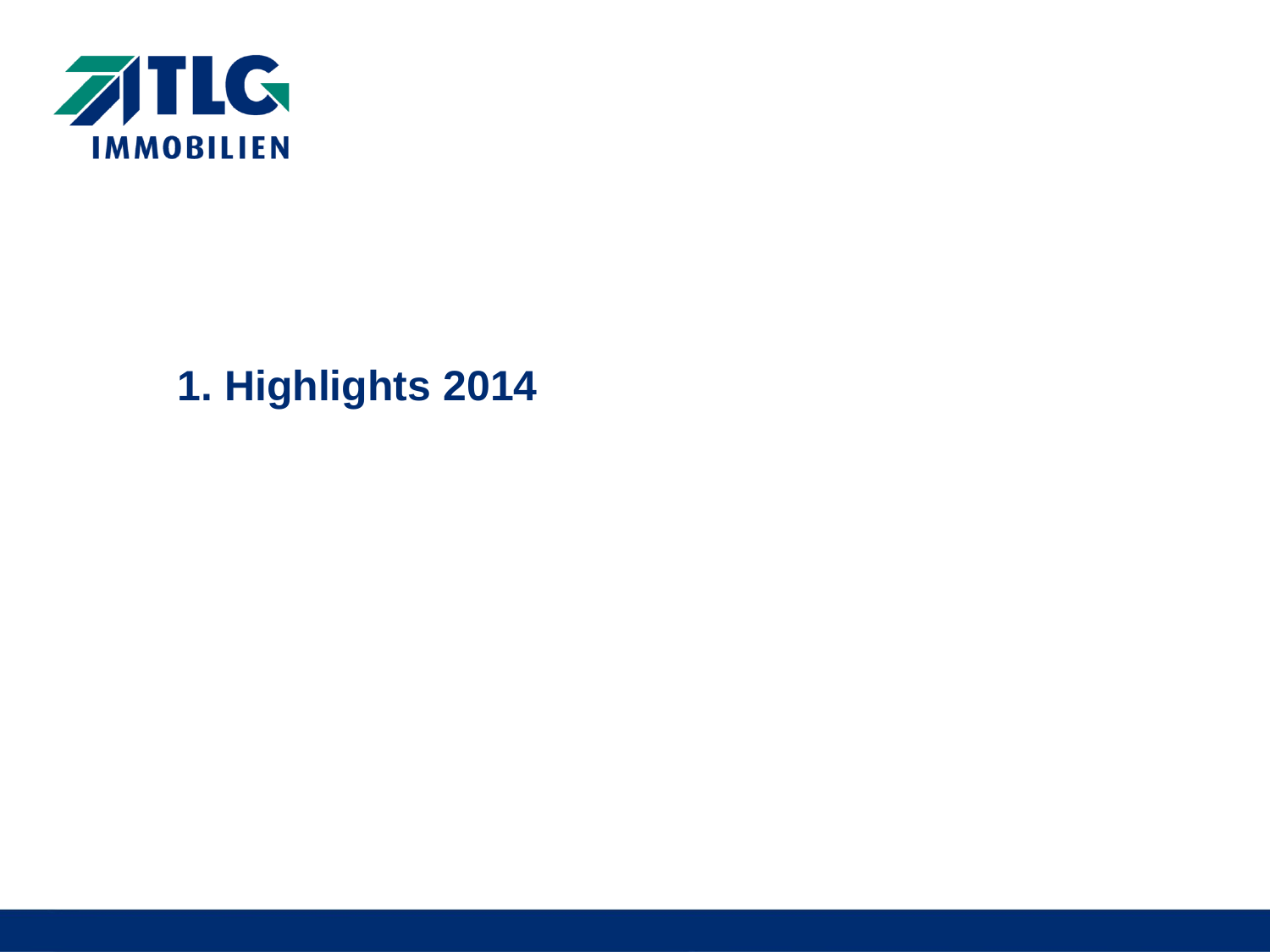# 1. Highlights 2014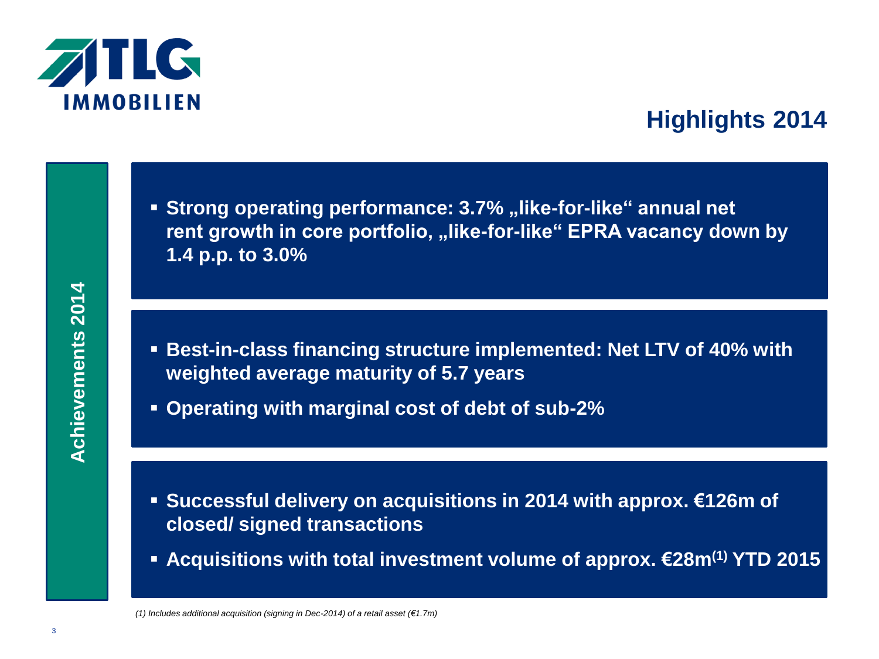TLG IMMOBILIEN

# Highlights 2014

**Achievements 2014**

- **Strong operating performance: 3.7% „like-for-like“ annual net rent growth in core portfolio, „like-for-like“ EPRA vacancy down by 1.4 p.p. to 3.0%**

- **Best-in-class financing structure implemented: Net LTV of 40% with weighted average maturity of 5.7 years**
- **Operating with marginal cost of debt of sub-2%**

- **Successful delivery on acquisitions in 2014 with approx. €126m of closed/ signed transactions**
- **Acquisitions with total investment volume of approx. €28m[1] YTD 2015**

*(1) Includes additional acquisition (signing in Dec-2014) of a retail asset (€1.7m)*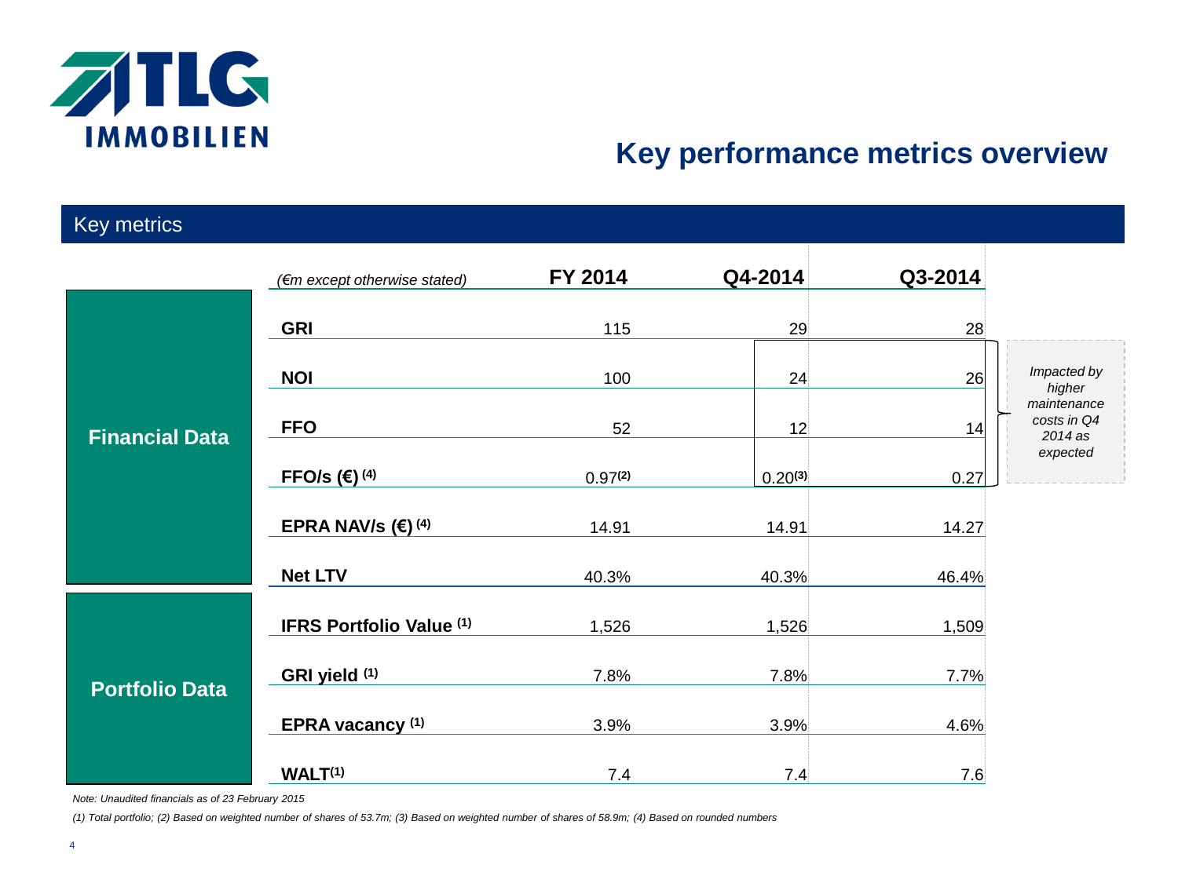# Key performance metrics overview

## Key metrics

| | (€m except otherwise stated) | FY 2014 | Q4-2014 | Q3-2014 | |
|---|---|---|---|---|---|
| **Financial Data** | **GRI** | 115 | 29 | 28 | |
| | **NOI** | 100 | 24 | 26 | *Impacted by higher maintenance costs in Q4 2014 as expected* |
| | **FFO** | 52 | 12 | 14 | |
| | **FFO/s (€)** [4] | 0.97[2] | 0.20[3] | 0.27 | |
| | **EPRA NAV/s (€)** [4] | 14.91 | 14.91 | 14.27 | |
| | **Net LTV** | 40.3% | 40.3% | 46.4% | |
| **Portfolio Data** | **IFRS Portfolio Value** [1] | 1,526 | 1,526 | 1,509 | |
| | **GRI yield** [1] | 7.8% | 7.8% | 7.7% | |
| | **EPRA vacancy** [1] | 3.9% | 3.9% | 4.6% | |
| | **WALT**[1] | 7.4 | 7.4 | 7.6 | |

*Note: Unaudited financials as of 23 February 2015*

*(1) Total portfolio; (2) Based on weighted number of shares of 53.7m; (3) Based on weighted number of shares of 58.9m; (4) Based on rounded numbers*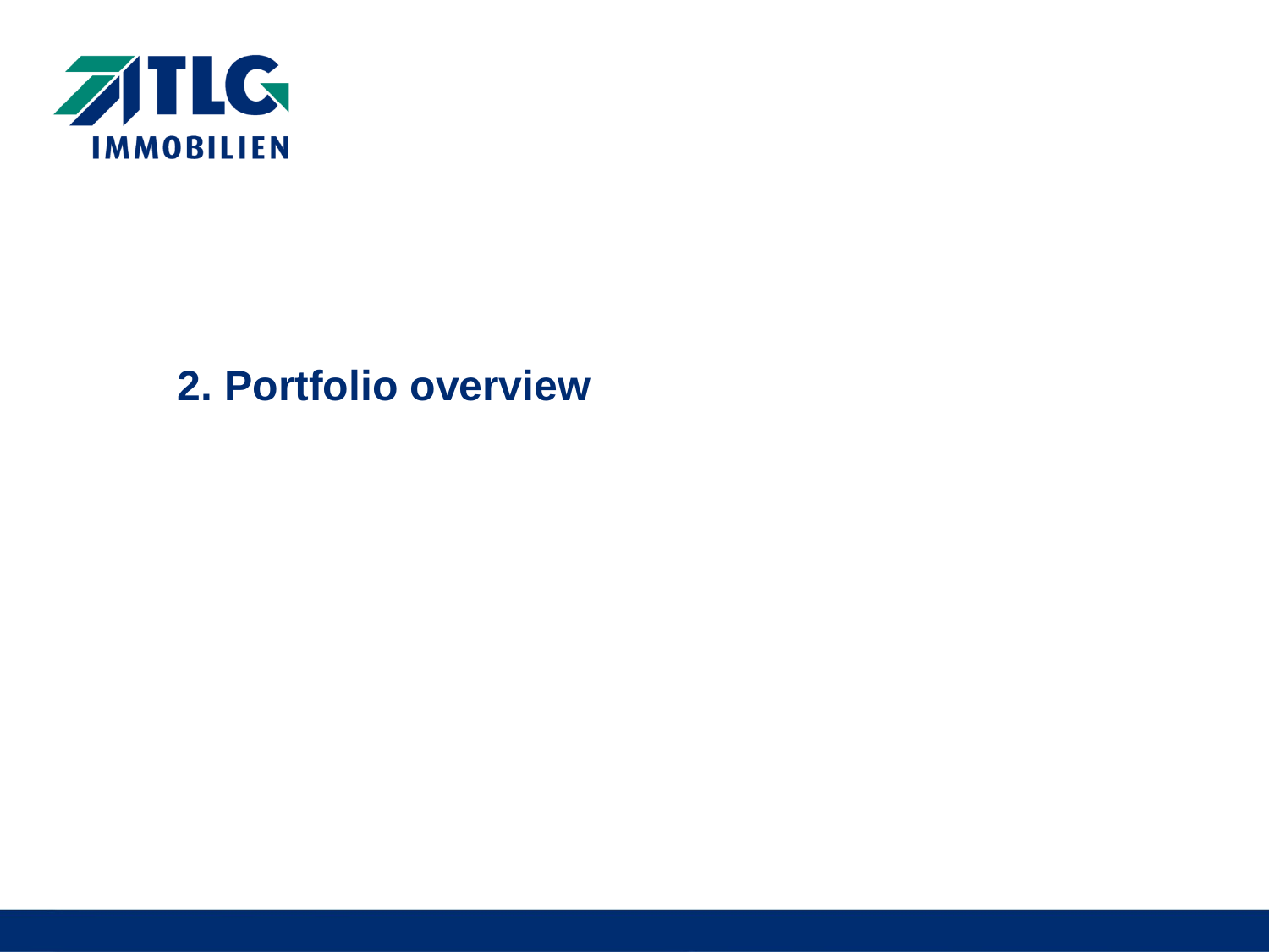## 2. Portfolio overview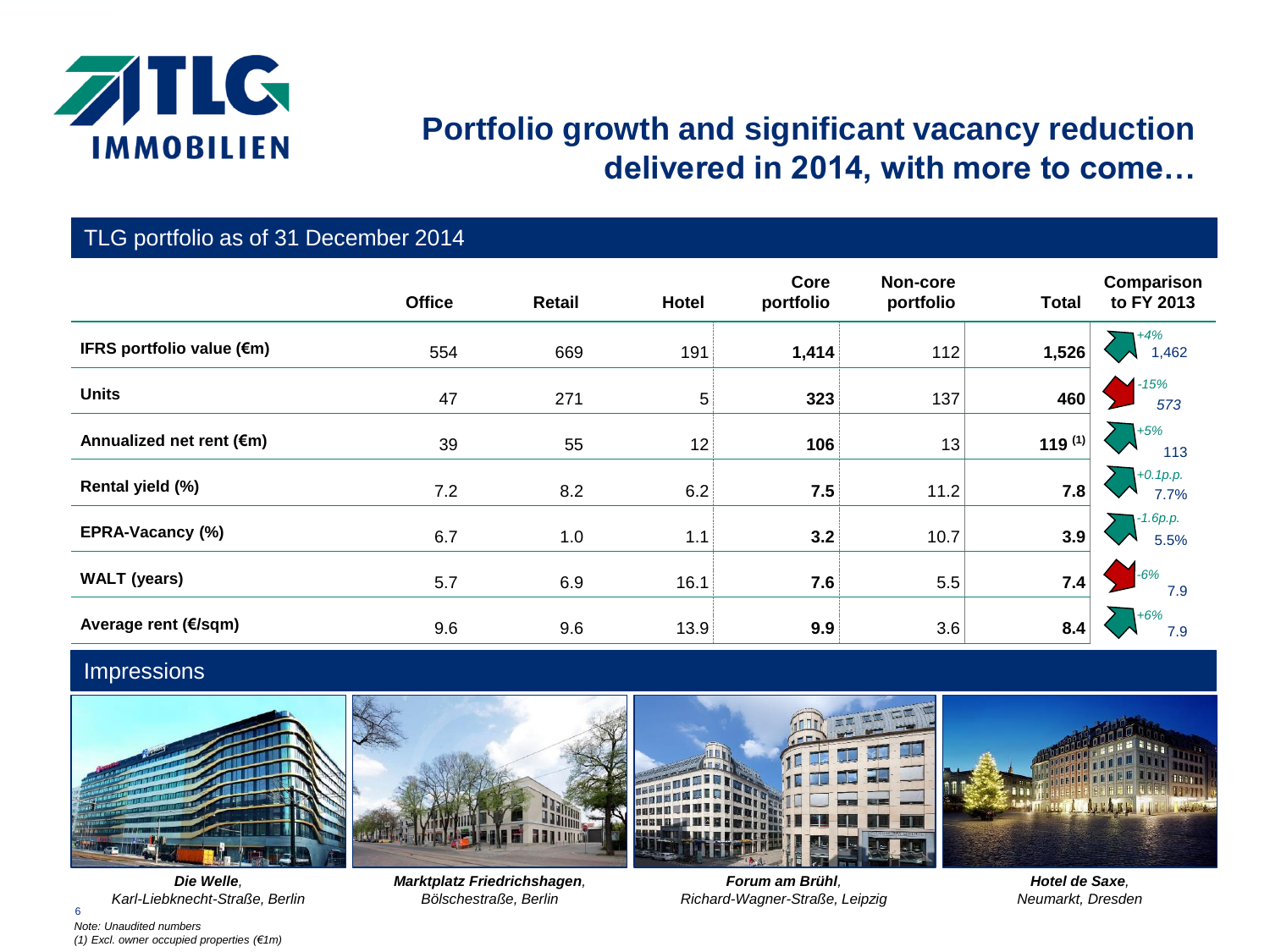# Portfolio growth and significant vacancy reduction delivered in 2014, with more to come…

## TLG portfolio as of 31 December 2014

| | Office | Retail | Hotel | Core portfolio | Non-core portfolio | Total | Comparison to FY 2013 |
|---|---|---|---|---|---|---|---|
| **IFRS portfolio value (€m)** | 554 | 669 | 191 | **1,414** | 112 | **1,526** | +4% 1,462 |
| **Units** | 47 | 271 | 5 | **323** | 137 | **460** | -15% 573 |
| **Annualized net rent (€m)** | 39 | 55 | 12 | **106** | 13 | **119** [(1)] | +5% 113 |
| **Rental yield (%)** | 7.2 | 8.2 | 6.2 | **7.5** | 11.2 | **7.8** | +0.1p.p. 7.7% |
| **EPRA-Vacancy (%)** | 6.7 | 1.0 | 1.1 | **3.2** | 10.7 | **3.9** | -1.6p.p. 5.5% |
| **WALT (years)** | 5.7 | 6.9 | 16.1 | **7.6** | 5.5 | **7.4** | -6% 7.9 |
| **Average rent (€/sqm)** | 9.6 | 9.6 | 13.9 | **9.9** | 3.6 | **8.4** | +6% 7.9 |

## Impressions

***Die Welle***, *Karl-Liebknecht-Straße, Berlin*

***Marktplatz Friedrichshagen***, *Bölschestraße, Berlin*

***Forum am Brühl***, *Richard-Wagner-Straße, Leipzig*

***Hotel de Saxe***, *Neumarkt, Dresden*

*Note: Unaudited numbers*

*(1) Excl. owner occupied properties (€1m)*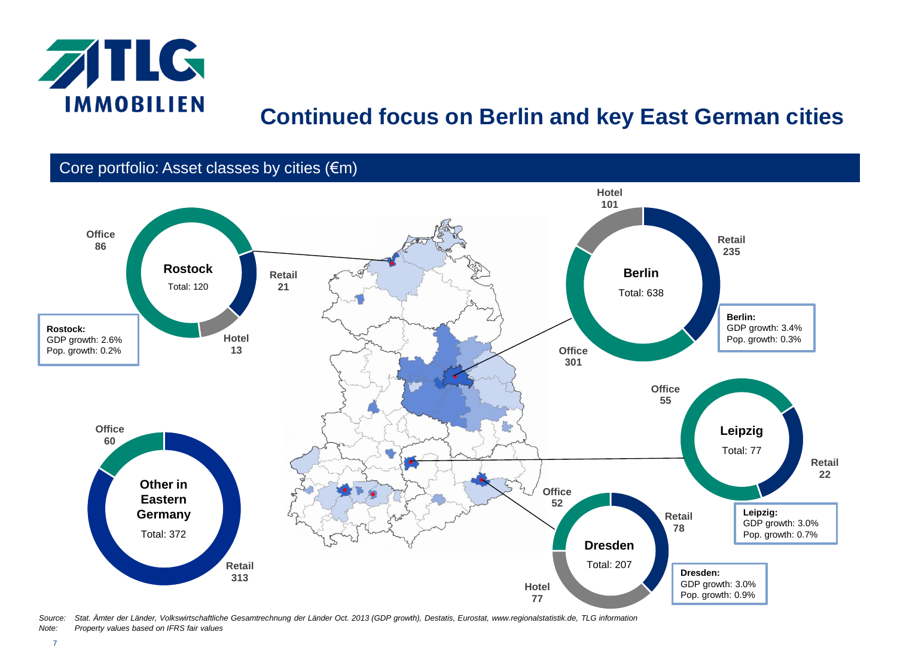# Continued focus on Berlin and key East German cities

## Core portfolio: Asset classes by cities (€m)

**Rostock** — Total: 120
- Office: 86
- Retail: 21
- Hotel: 13

**Rostock:**
GDP growth: 2.6%
Pop. growth: 0.2%

**Berlin** — Total: 638
- Hotel: 101
- Retail: 235
- Office: 301

**Berlin:**
GDP growth: 3.4%
Pop. growth: 0.3%

**Leipzig** — Total: 77
- Office: 55
- Retail: 22

**Leipzig:**
GDP growth: 3.0%
Pop. growth: 0.7%

**Dresden** — Total: 207
- Office: 52
- Retail: 78
- Hotel: 77

**Dresden:**
GDP growth: 3.0%
Pop. growth: 0.9%

**Other in Eastern Germany** — Total: 372
- Office: 60
- Retail: 313

*Source: Stat. Ämter der Länder, Volkswirtschaftliche Gesamtrechnung der Länder Oct. 2013 (GDP growth), Destatis, Eurostat, www.regionalstatistik.de, TLG information*
*Note: Property values based on IFRS fair values*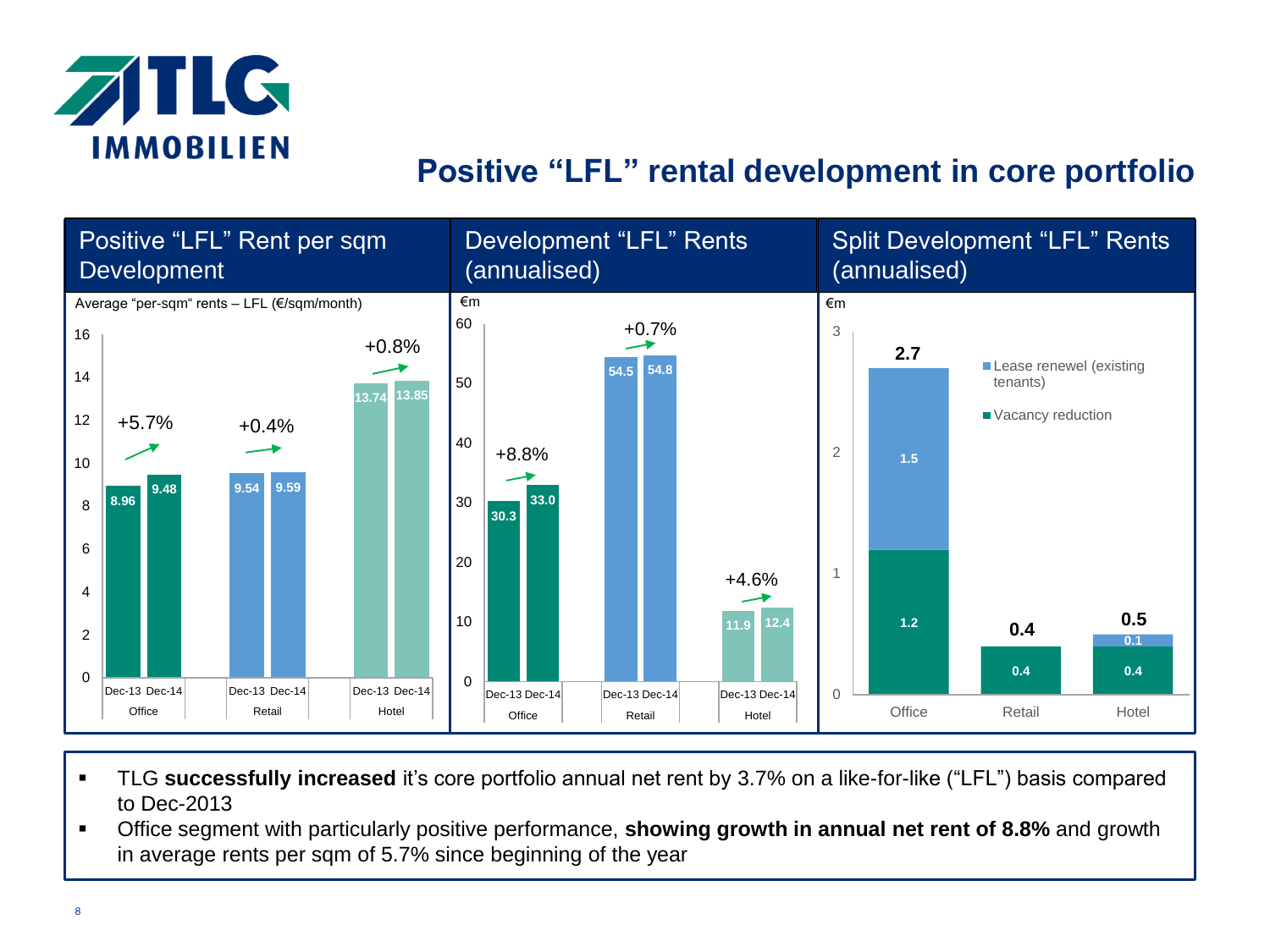# Positive "LFL" rental development in core portfolio

## Positive "LFL" Rent per sqm Development

Average "per-sqm" rents – LFL (€/sqm/month)

| Segment | Dec-13 | Dec-14 | Change |
|---|---|---|---|
| Office | 8.96 | 9.48 | +5.7% |
| Retail | 9.54 | 9.59 | +0.4% |
| Hotel | 13.74 | 13.85 | +0.8% |

## Development "LFL" Rents (annualised)

€m

| Segment | Dec-13 | Dec-14 | Change |
|---|---|---|---|
| Office | 30.3 | 33.0 | +8.8% |
| Retail | 54.5 | 54.8 | +0.7% |
| Hotel | 11.9 | 12.4 | +4.6% |

## Split Development "LFL" Rents (annualised)

€m

| Segment | Vacancy reduction | Lease renewel (existing tenants) | Total |
|---|---|---|---|
| Office | 1.2 | 1.5 | 2.7 |
| Retail | 0.4 | | 0.4 |
| Hotel | 0.4 | 0.1 | 0.5 |

- TLG **successfully increased** it's core portfolio annual net rent by 3.7% on a like-for-like ("LFL") basis compared to Dec-2013
- Office segment with particularly positive performance, **showing growth in annual net rent of 8.8%** and growth in average rents per sqm of 5.7% since beginning of the year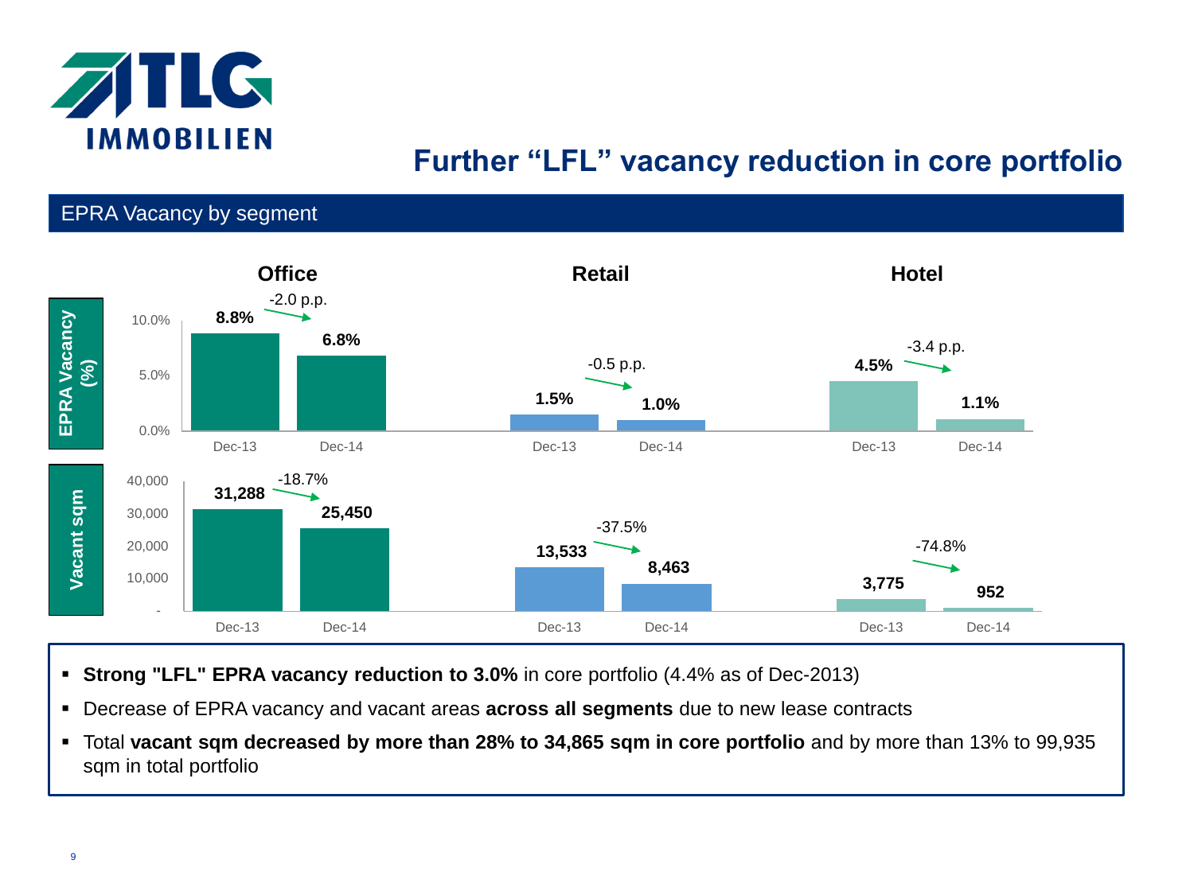# Further "LFL" vacancy reduction in core portfolio

## EPRA Vacancy by segment

**EPRA Vacancy (%)**

| Segment | Dec-13 | Dec-14 | Change |
| --- | --- | --- | --- |
| Office | 8.8% | 6.8% | -2.0 p.p. |
| Retail | 1.5% | 1.0% | -0.5 p.p. |
| Hotel | 4.5% | 1.1% | -3.4 p.p. |

**Vacant sqm**

| Segment | Dec-13 | Dec-14 | Change |
| --- | --- | --- | --- |
| Office | 31,288 | 25,450 | -18.7% |
| Retail | 13,533 | 8,463 | -37.5% |
| Hotel | 3,775 | 952 | -74.8% |

- **Strong "LFL" EPRA vacancy reduction to 3.0%** in core portfolio (4.4% as of Dec-2013)
- Decrease of EPRA vacancy and vacant areas **across all segments** due to new lease contracts
- Total **vacant sqm decreased by more than 28% to 34,865 sqm in core portfolio** and by more than 13% to 99,935 sqm in total portfolio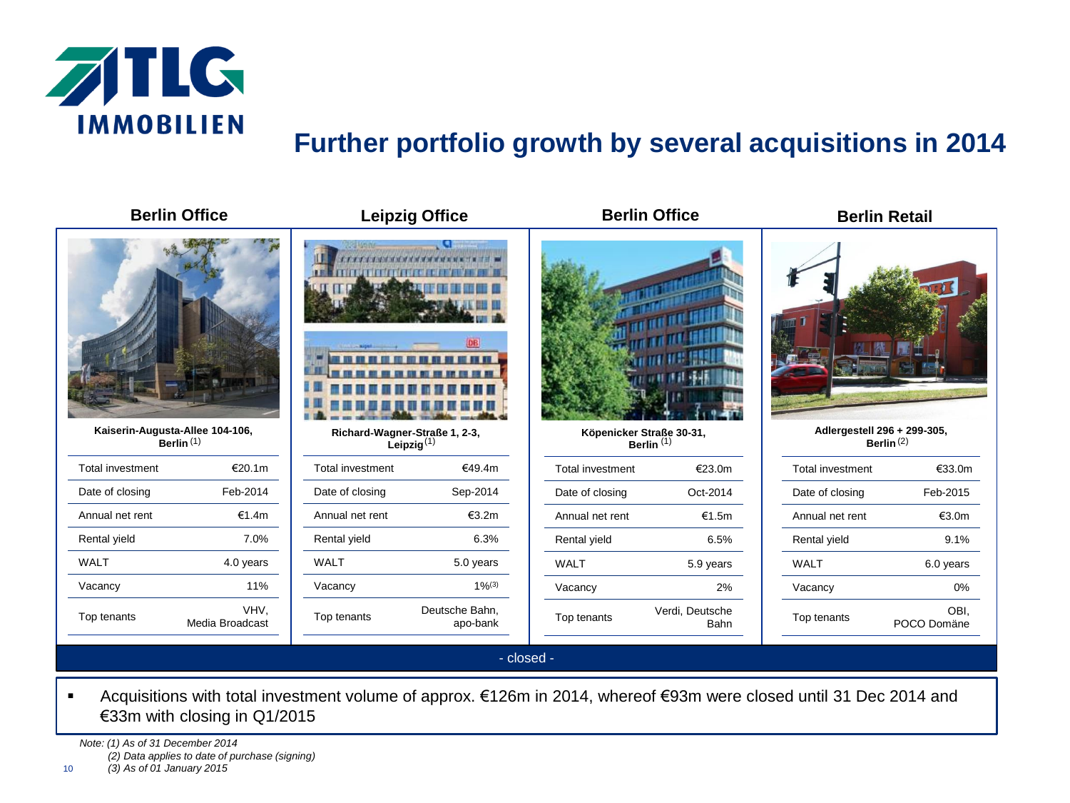# Further portfolio growth by several acquisitions in 2014

| | Berlin Office | Leipzig Office | Berlin Office | Berlin Retail |
|---|---|---|---|---|
| | **Kaiserin-Augusta-Allee 104-106, Berlin** (1) | **Richard-Wagner-Straße 1, 2-3, Leipzig** (1) | **Köpenicker Straße 30-31, Berlin** (1) | **Adlergestell 296 + 299-305, Berlin** (2) |
| Total investment | €20.1m | €49.4m | €23.0m | €33.0m |
| Date of closing | Feb-2014 | Sep-2014 | Oct-2014 | Feb-2015 |
| Annual net rent | €1.4m | €3.2m | €1.5m | €3.0m |
| Rental yield | 7.0% | 6.3% | 6.5% | 9.1% |
| WALT | 4.0 years | 5.0 years | 5.9 years | 6.0 years |
| Vacancy | 11% | 1%(3) | 2% | 0% |
| Top tenants | VHV, Media Broadcast | Deutsche Bahn, apo-bank | Verdi, Deutsche Bahn | OBI, POCO Domäne |

- closed - (Berlin Office Kaiserin-Augusta-Allee, Leipzig Office, Berlin Office Köpenicker Straße)

- Acquisitions with total investment volume of approx. €126m in 2014, whereof €93m were closed until 31 Dec 2014 and €33m with closing in Q1/2015

*Note: (1) As of 31 December 2014*
*(2) Data applies to date of purchase (signing)*
*(3) As of 01 January 2015*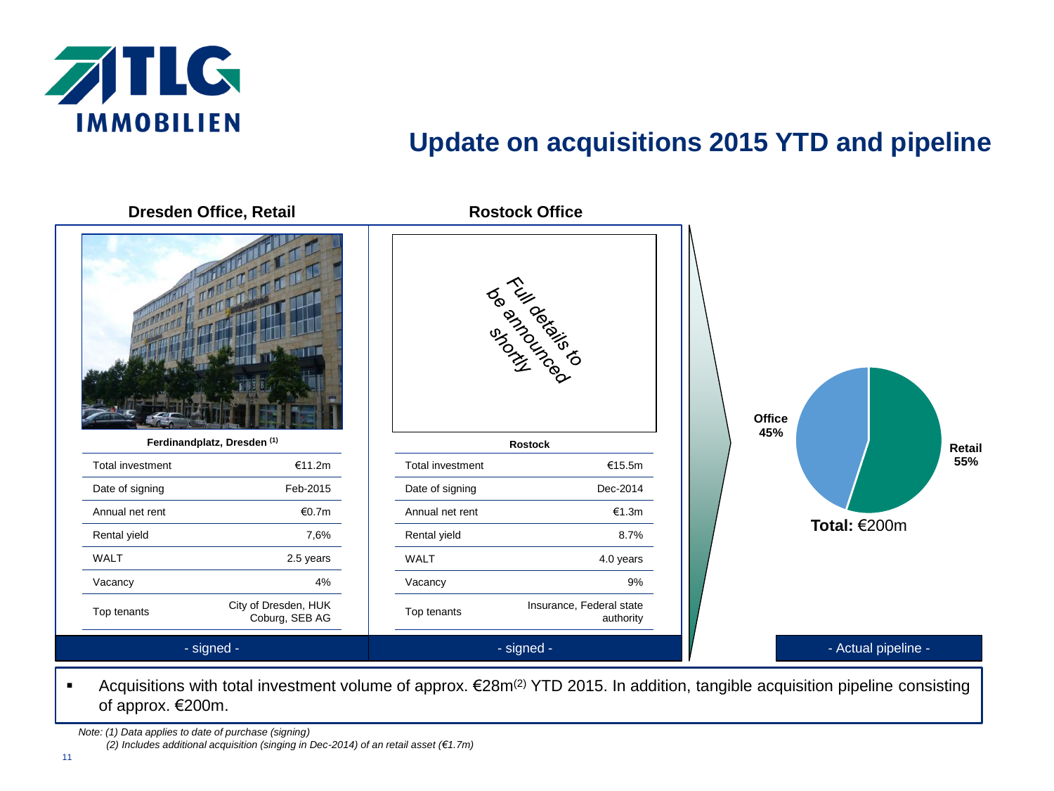# Update on acquisitions 2015 YTD and pipeline

## Dresden Office, Retail

| Ferdinandplatz, Dresden [1] | |
|---|---|
| Total investment | €11.2m |
| Date of signing | Feb-2015 |
| Annual net rent | €0.7m |
| Rental yield | 7,6% |
| WALT | 2.5 years |
| Vacancy | 4% |
| Top tenants | City of Dresden, HUK Coburg, SEB AG |

- signed -

## Rostock Office

Full details to be announced shortly

| Rostock | |
|---|---|
| Total investment | €15.5m |
| Date of signing | Dec-2014 |
| Annual net rent | €1.3m |
| Rental yield | 8.7% |
| WALT | 4.0 years |
| Vacancy | 9% |
| Top tenants | Insurance, Federal state authority |

- signed -

## Actual pipeline

- Office 45%
- Retail 55%

**Total:** €200m

- Actual pipeline -

- Acquisitions with total investment volume of approx. €28m[2] YTD 2015. In addition, tangible acquisition pipeline consisting of approx. €200m.

*Note: (1) Data applies to date of purchase (signing)*

*(2) Includes additional acquisition (singing in Dec-2014) of an retail asset (€1.7m)*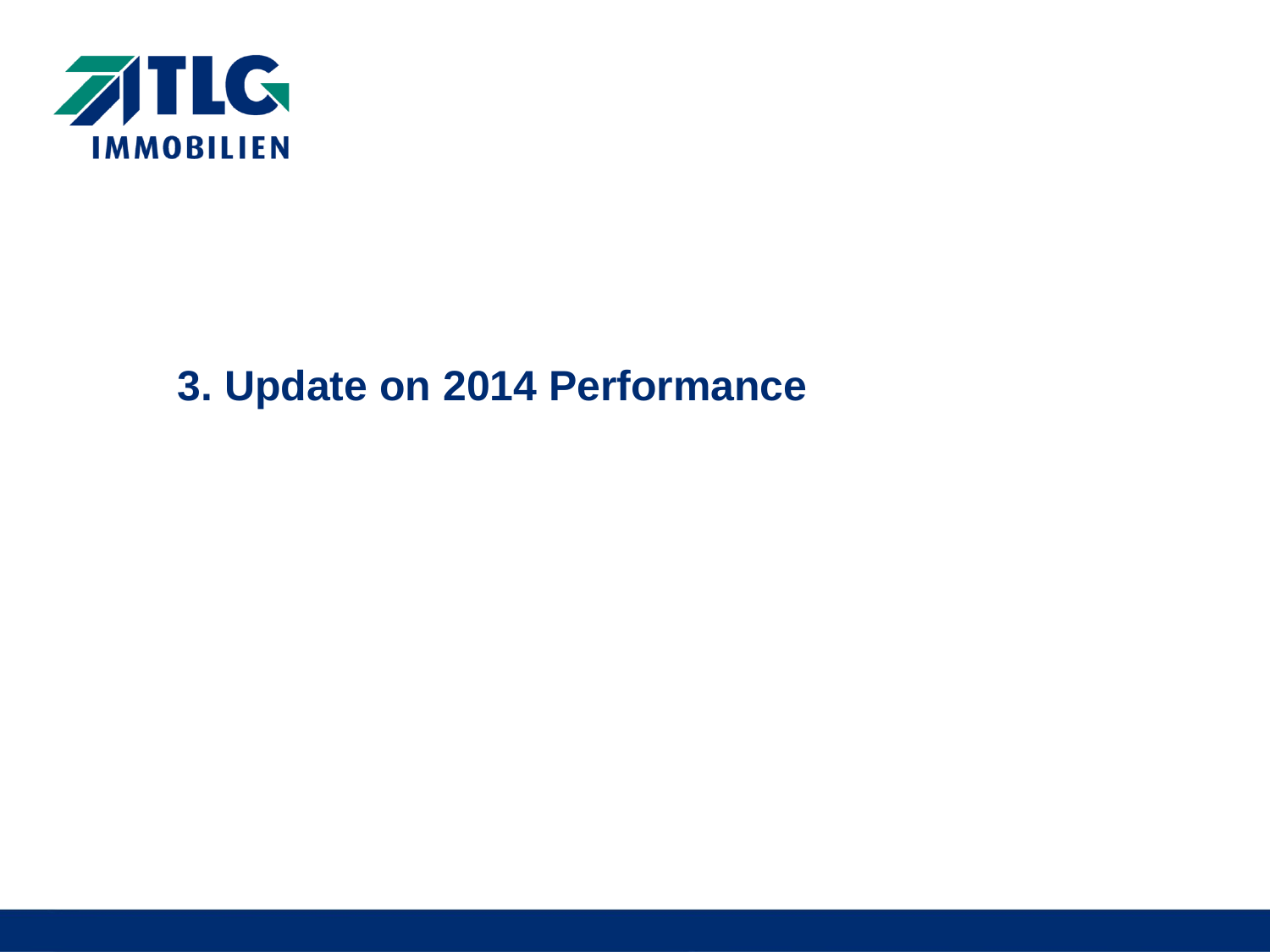# 3. Update on 2014 Performance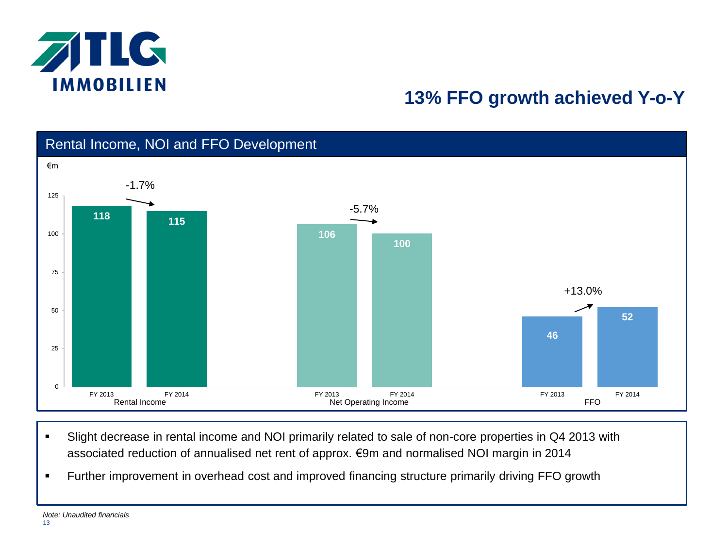TLG IMMOBILIEN

# 13% FFO growth achieved Y-o-Y

## Rental Income, NOI and FFO Development

€m

| | FY 2013 | FY 2014 | Change |
|---|---|---|---|
| Rental Income | 118 | 115 | -1.7% |
| Net Operating Income | 106 | 100 | -5.7% |
| FFO | 46 | 52 | +13.0% |

- Slight decrease in rental income and NOI primarily related to sale of non-core properties in Q4 2013 with associated reduction of annualised net rent of approx. €9m and normalised NOI margin in 2014
- Further improvement in overhead cost and improved financing structure primarily driving FFO growth

*Note: Unaudited financials*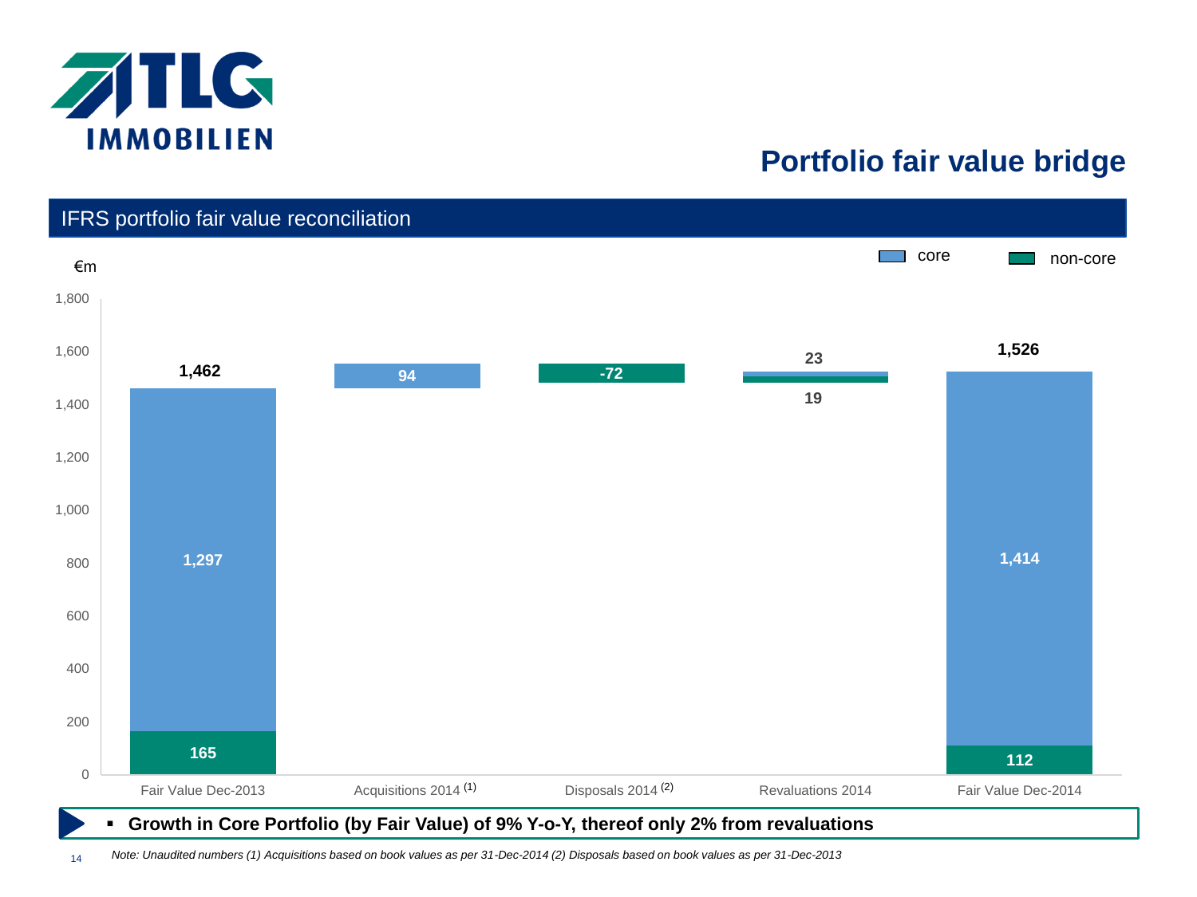# Portfolio fair value bridge

## IFRS portfolio fair value reconciliation

€m

| | Fair Value Dec-2013 | Acquisitions 2014 [1] | Disposals 2014 [2] | Revaluations 2014 | Fair Value Dec-2014 |
|---|---|---|---|---|---|
| core | 1,297 | 94 | | 23 | 1,414 |
| non-core | 165 | | -72 | 19 | 112 |
| Total | 1,462 | | | | 1,526 |

- **Growth in Core Portfolio (by Fair Value) of 9% Y-o-Y, thereof only 2% from revaluations**

*Note: Unaudited numbers (1) Acquisitions based on book values as per 31-Dec-2014 (2) Disposals based on book values as per 31-Dec-2013*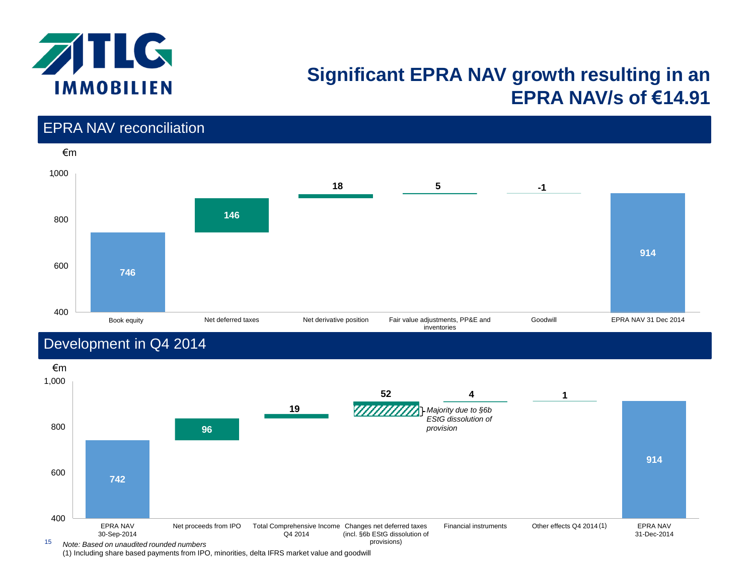# Significant EPRA NAV growth resulting in an EPRA NAV/s of €14.91

## EPRA NAV reconciliation

€m

| Item | Value |
|---|---|
| Book equity | 746 |
| Net deferred taxes | 146 |
| Net derivative position | 18 |
| Fair value adjustments, PP&E and inventories | 5 |
| Goodwill | -1 |
| EPRA NAV 31 Dec 2014 | 914 |

## Development in Q4 2014

€m

| Item | Value |
|---|---|
| EPRA NAV 30-Sep-2014 | 742 |
| Net proceeds from IPO | 96 |
| Total Comprehensive Income Q4 2014 | 19 |
| Changes net deferred taxes (incl. §6b EStG dissolution of provisions) | 52 |
| Financial instruments | 4 |
| Other effects Q4 2014 (1) | 1 |
| EPRA NAV 31-Dec-2014 | 914 |

*Majority due to §6b EStG dissolution of provision*

*Note: Based on unaudited rounded numbers*

(1) Including share based payments from IPO, minorities, delta IFRS market value and goodwill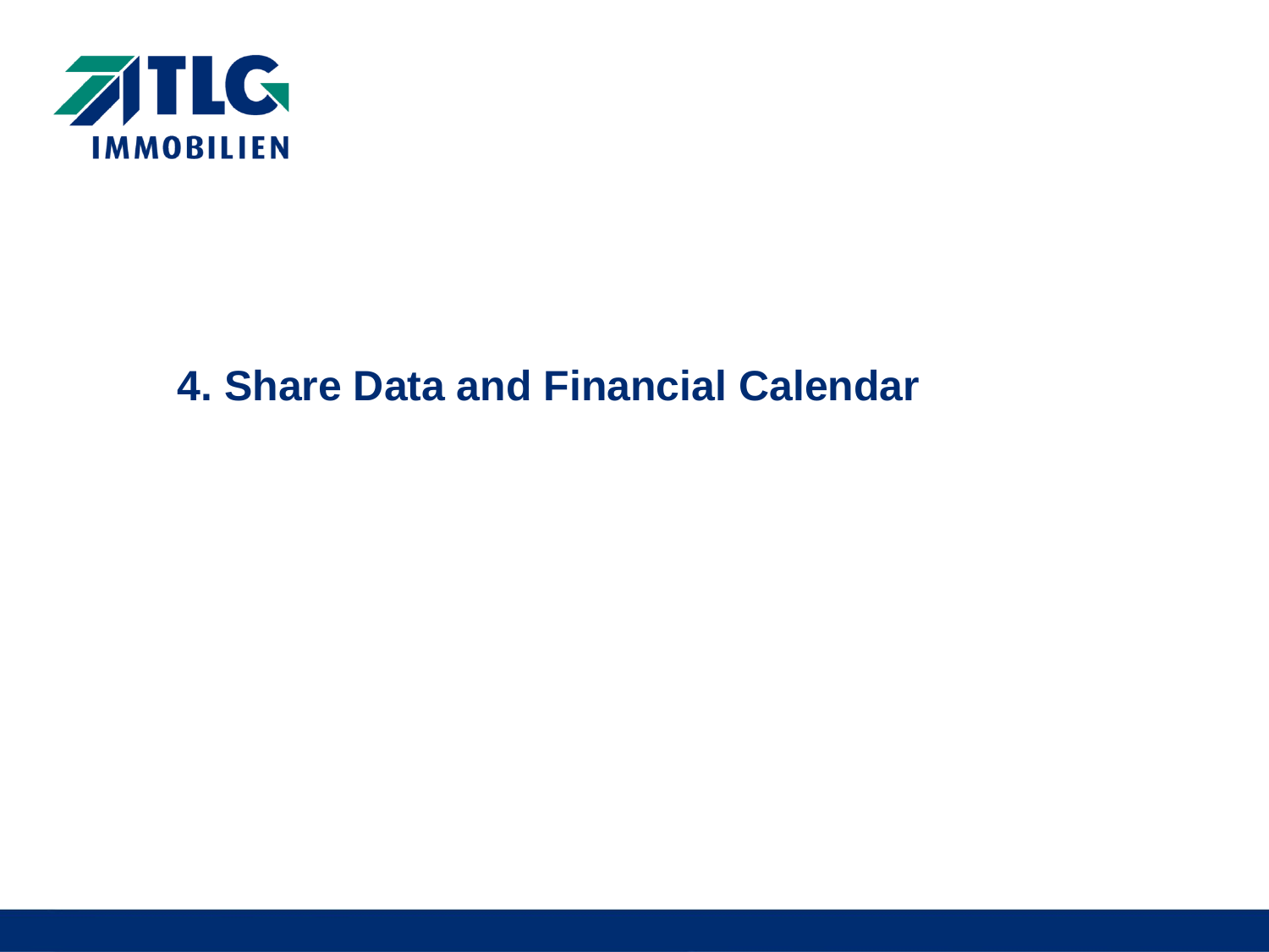# 4. Share Data and Financial Calendar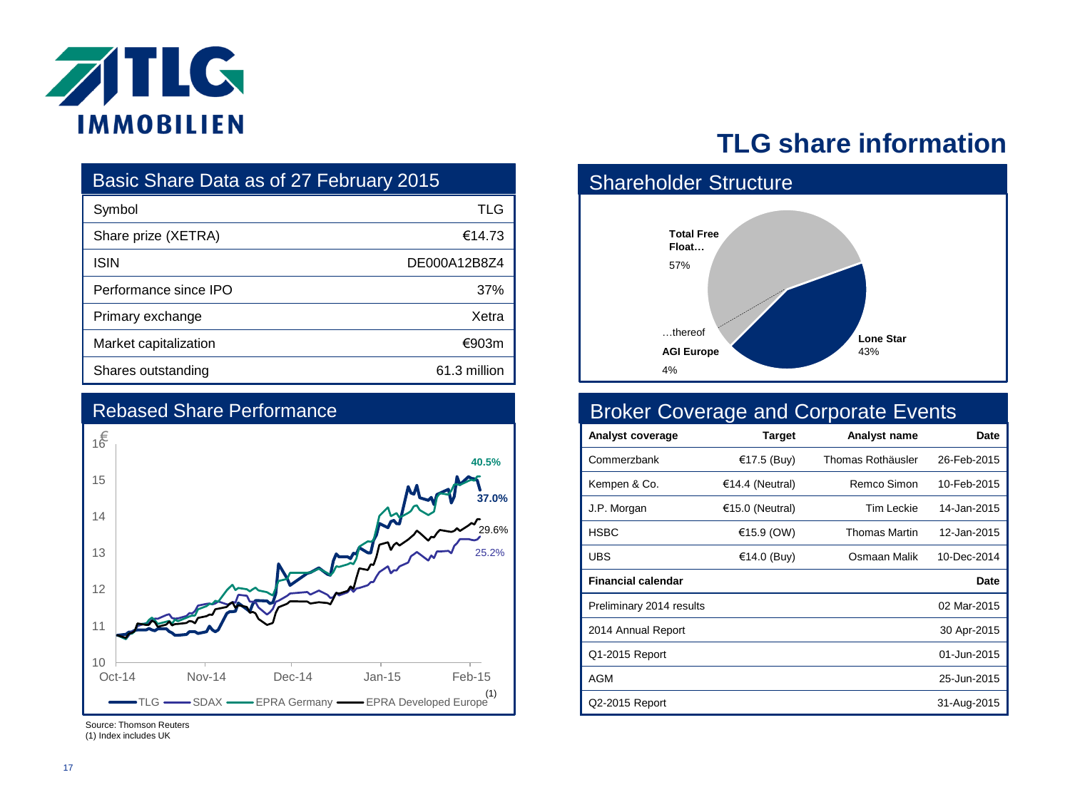# TLG share information

## Basic Share Data as of 27 February 2015

| | |
|---|---|
| Symbol | TLG |
| Share prize (XETRA) | €14.73 |
| ISIN | DE000A12B8Z4 |
| Performance since IPO | 37% |
| Primary exchange | Xetra |
| Market capitalization | €903m |
| Shares outstanding | 61.3 million |

## Rebased Share Performance

€

16
15
14
13
12
11
10

Oct-14 Nov-14 Dec-14 Jan-15 Feb-15

40.5%
37.0%
29.6%
25.2%

TLG — SDAX — EPRA Germany — EPRA Developed Europe (1)

Source: Thomson Reuters
(1) Index includes UK

## Shareholder Structure

- **Total Free Float…** 57%
- …thereof **AGI Europe** 4%
- **Lone Star** 43%

## Broker Coverage and Corporate Events

| Analyst coverage | Target | Analyst name | Date |
|---|---|---|---|
| Commerzbank | €17.5 (Buy) | Thomas Rothäusler | 26-Feb-2015 |
| Kempen & Co. | €14.4 (Neutral) | Remco Simon | 10-Feb-2015 |
| J.P. Morgan | €15.0 (Neutral) | Tim Leckie | 14-Jan-2015 |
| HSBC | €15.9 (OW) | Thomas Martin | 12-Jan-2015 |
| UBS | €14.0 (Buy) | Osmaan Malik | 10-Dec-2014 |
| **Financial calendar** | | | **Date** |
| Preliminary 2014 results | | | 02 Mar-2015 |
| 2014 Annual Report | | | 30 Apr-2015 |
| Q1-2015 Report | | | 01-Jun-2015 |
| AGM | | | 25-Jun-2015 |
| Q2-2015 Report | | | 31-Aug-2015 |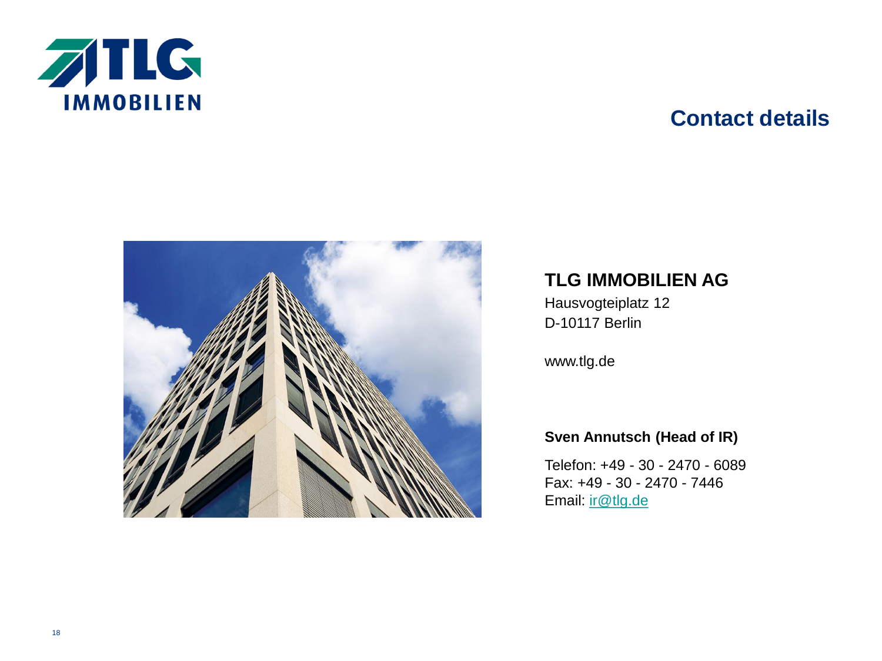# Contact details

**TLG IMMOBILIEN AG**

Hausvogteiplatz 12
D-10117 Berlin

www.tlg.de

**Sven Annutsch (Head of IR)**

Telefon: +49 - 30 - 2470 - 6089
Fax: +49 - 30 - 2470 - 7446
Email: ir@tlg.de